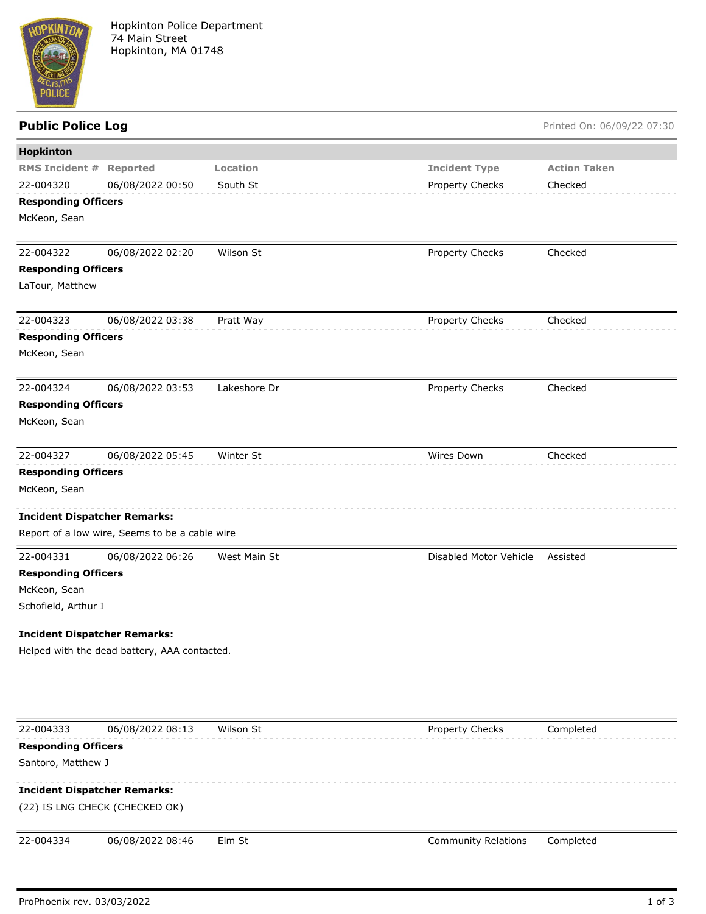Hopkinton Police Department
74 Main Street
Hopkinton, MA 01748

## Public Police Log

Printed On: 06/09/22 07:30

### Hopkinton

| RMS Incident # | Reported | Location | Incident Type | Action Taken |
|---|---|---|---|---|
| 22-004320 | 06/08/2022 00:50 | South St | Property Checks | Checked |

**Responding Officers**

McKeon, Sean

| RMS Incident # | Reported | Location | Incident Type | Action Taken |
|---|---|---|---|---|
| 22-004322 | 06/08/2022 02:20 | Wilson St | Property Checks | Checked |

**Responding Officers**

LaTour, Matthew

| RMS Incident # | Reported | Location | Incident Type | Action Taken |
|---|---|---|---|---|
| 22-004323 | 06/08/2022 03:38 | Pratt Way | Property Checks | Checked |

**Responding Officers**

McKeon, Sean

| RMS Incident # | Reported | Location | Incident Type | Action Taken |
|---|---|---|---|---|
| 22-004324 | 06/08/2022 03:53 | Lakeshore Dr | Property Checks | Checked |

**Responding Officers**

McKeon, Sean

| RMS Incident # | Reported | Location | Incident Type | Action Taken |
|---|---|---|---|---|
| 22-004327 | 06/08/2022 05:45 | Winter St | Wires Down | Checked |

**Responding Officers**

McKeon, Sean

**Incident Dispatcher Remarks:**

Report of a low wire, Seems to be a cable wire

| RMS Incident # | Reported | Location | Incident Type | Action Taken |
|---|---|---|---|---|
| 22-004331 | 06/08/2022 06:26 | West Main St | Disabled Motor Vehicle | Assisted |

**Responding Officers**

McKeon, Sean

Schofield, Arthur I

**Incident Dispatcher Remarks:**

Helped with the dead battery, AAA contacted.

| RMS Incident # | Reported | Location | Incident Type | Action Taken |
|---|---|---|---|---|
| 22-004333 | 06/08/2022 08:13 | Wilson St | Property Checks | Completed |

**Responding Officers**

Santoro, Matthew J

**Incident Dispatcher Remarks:**

(22) IS LNG CHECK (CHECKED OK)

| RMS Incident # | Reported | Location | Incident Type | Action Taken |
|---|---|---|---|---|
| 22-004334 | 06/08/2022 08:46 | Elm St | Community Relations | Completed |

ProPhoenix rev. 03/03/2022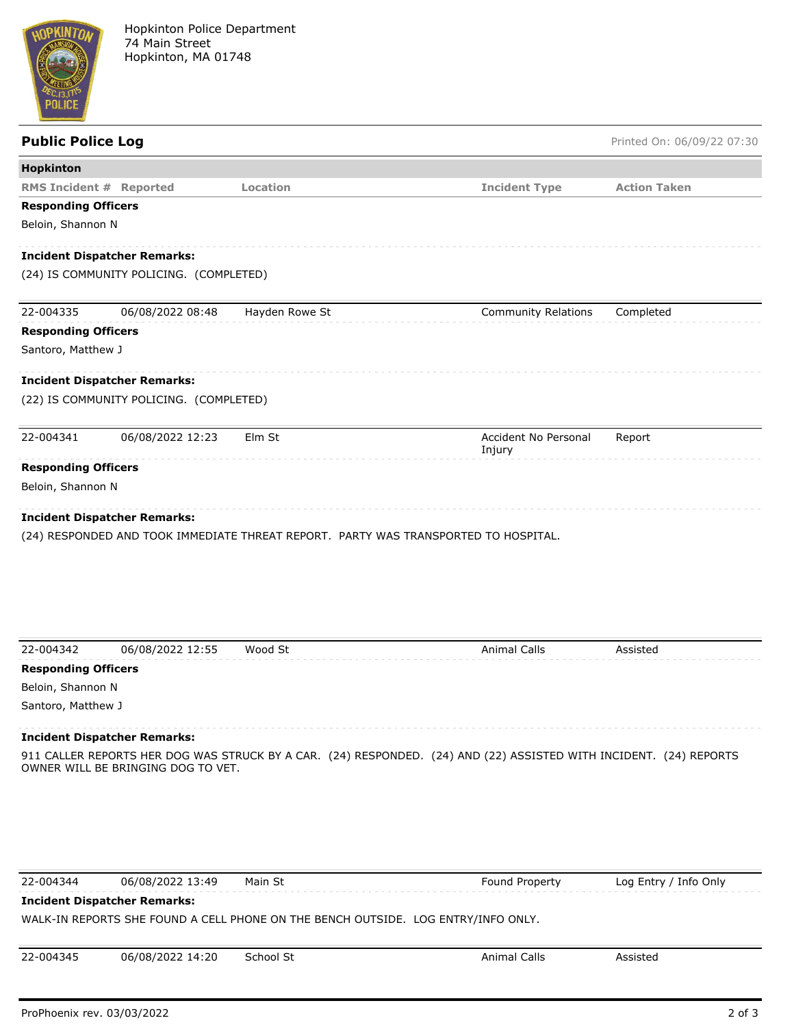Hopkinton Police Department
74 Main Street
Hopkinton, MA 01748

## Public Police Log

Printed On: 06/09/22 07:30

**Hopkinton**

| RMS Incident # | Reported | Location | Incident Type | Action Taken |
|---|---|---|---|---|

**Responding Officers**

Beloin, Shannon N

**Incident Dispatcher Remarks:**

(24) IS COMMUNITY POLICING. (COMPLETED)

| 22-004335 | 06/08/2022 08:48 | Hayden Rowe St | Community Relations | Completed |
|---|---|---|---|---|

**Responding Officers**

Santoro, Matthew J

**Incident Dispatcher Remarks:**

(22) IS COMMUNITY POLICING. (COMPLETED)

| 22-004341 | 06/08/2022 12:23 | Elm St | Accident No Personal Injury | Report |
|---|---|---|---|---|

**Responding Officers**

Beloin, Shannon N

**Incident Dispatcher Remarks:**

(24) RESPONDED AND TOOK IMMEDIATE THREAT REPORT. PARTY WAS TRANSPORTED TO HOSPITAL.

| 22-004342 | 06/08/2022 12:55 | Wood St | Animal Calls | Assisted |
|---|---|---|---|---|

**Responding Officers**

Beloin, Shannon N

Santoro, Matthew J

**Incident Dispatcher Remarks:**

911 CALLER REPORTS HER DOG WAS STRUCK BY A CAR. (24) RESPONDED. (24) AND (22) ASSISTED WITH INCIDENT. (24) REPORTS OWNER WILL BE BRINGING DOG TO VET.

| 22-004344 | 06/08/2022 13:49 | Main St | Found Property | Log Entry / Info Only |
|---|---|---|---|---|

**Incident Dispatcher Remarks:**

WALK-IN REPORTS SHE FOUND A CELL PHONE ON THE BENCH OUTSIDE. LOG ENTRY/INFO ONLY.

| 22-004345 | 06/08/2022 14:20 | School St | Animal Calls | Assisted |
|---|---|---|---|---|

ProPhoenix rev. 03/03/2022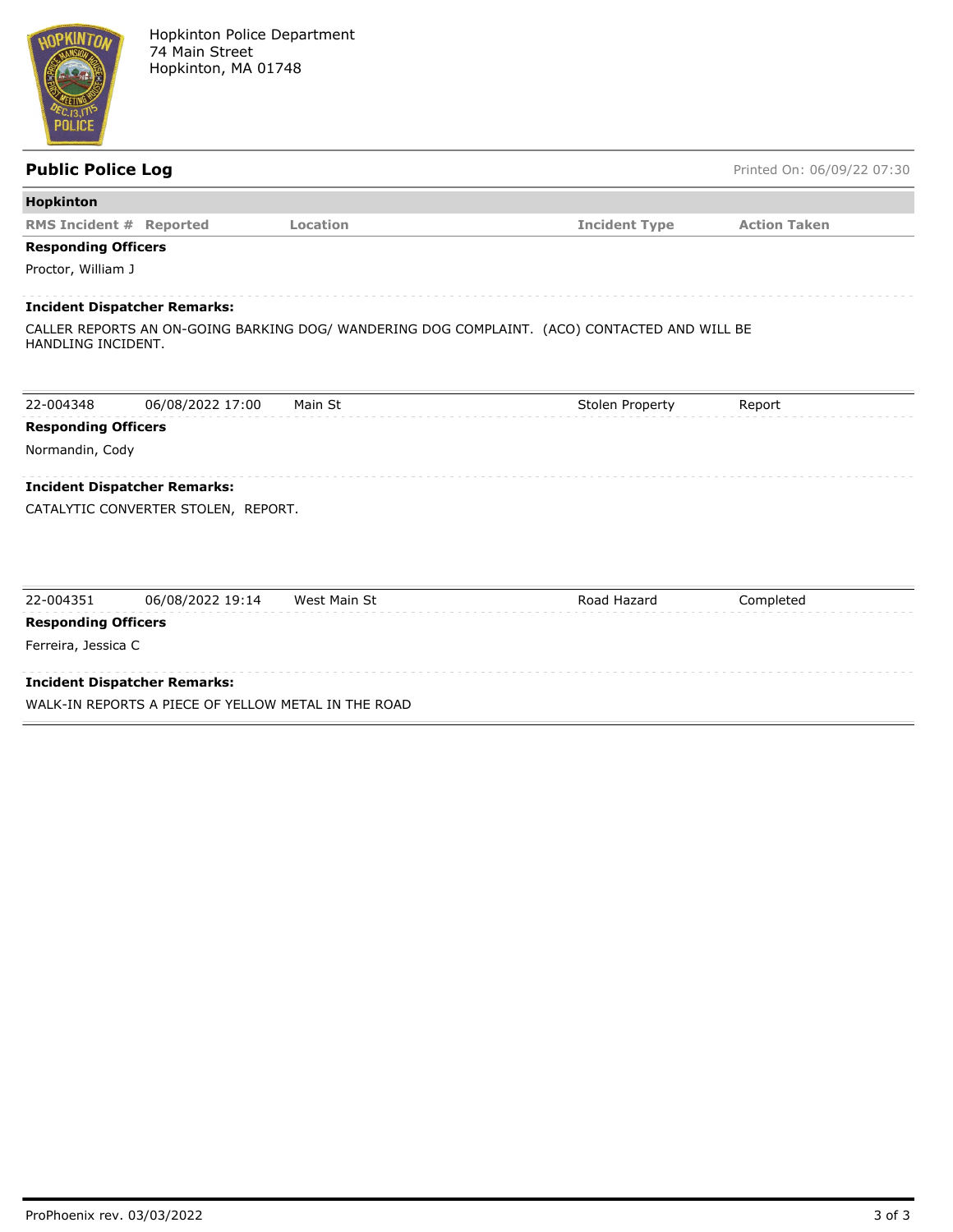Hopkinton Police Department
74 Main Street
Hopkinton, MA 01748

## Public Police Log

Printed On: 06/09/22 07:30

### Hopkinton

| RMS Incident # | Reported | Location | Incident Type | Action Taken |
|---|---|---|---|---|

**Responding Officers**

Proctor, William J

**Incident Dispatcher Remarks:**

CALLER REPORTS AN ON-GOING BARKING DOG/ WANDERING DOG COMPLAINT. (ACO) CONTACTED AND WILL BE HANDLING INCIDENT.

---

| | | | | |
|---|---|---|---|---|
| 22-004348 | 06/08/2022 17:00 | Main St | Stolen Property | Report |

**Responding Officers**

Normandin, Cody

**Incident Dispatcher Remarks:**

CATALYTIC CONVERTER STOLEN, REPORT.

---

| | | | | |
|---|---|---|---|---|
| 22-004351 | 06/08/2022 19:14 | West Main St | Road Hazard | Completed |

**Responding Officers**

Ferreira, Jessica C

**Incident Dispatcher Remarks:**

WALK-IN REPORTS A PIECE OF YELLOW METAL IN THE ROAD

ProPhoenix rev. 03/03/2022